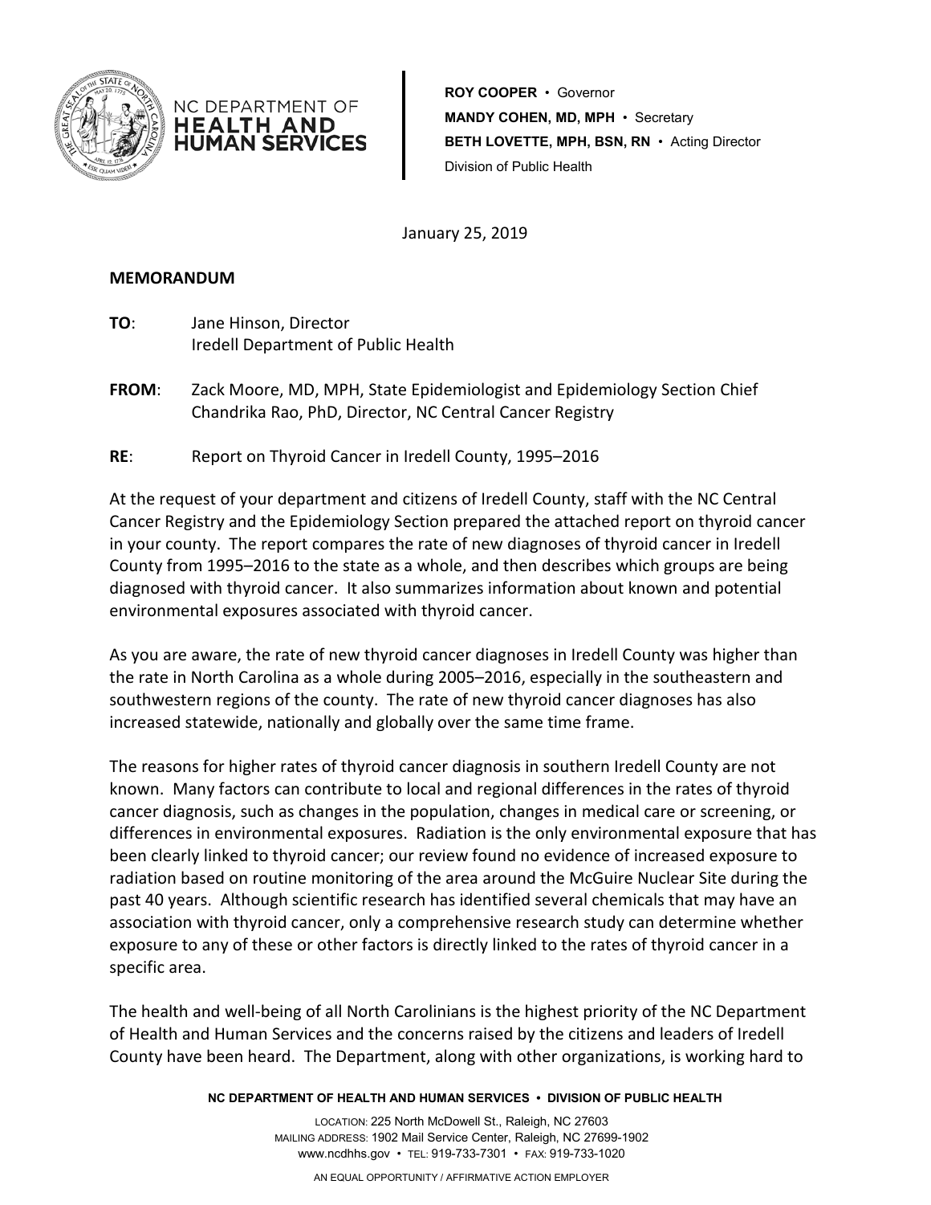NC DEPARTMENT OF
**HEALTH AND HUMAN SERVICES**

**ROY COOPER** • Governor
**MANDY COHEN, MD, MPH** • Secretary
**BETH LOVETTE, MPH, BSN, RN** • Acting Director
Division of Public Health

January 25, 2019

**MEMORANDUM**

**TO**: Jane Hinson, Director
Iredell Department of Public Health

**FROM**: Zack Moore, MD, MPH, State Epidemiologist and Epidemiology Section Chief
Chandrika Rao, PhD, Director, NC Central Cancer Registry

**RE**: Report on Thyroid Cancer in Iredell County, 1995–2016

At the request of your department and citizens of Iredell County, staff with the NC Central Cancer Registry and the Epidemiology Section prepared the attached report on thyroid cancer in your county. The report compares the rate of new diagnoses of thyroid cancer in Iredell County from 1995–2016 to the state as a whole, and then describes which groups are being diagnosed with thyroid cancer. It also summarizes information about known and potential environmental exposures associated with thyroid cancer.

As you are aware, the rate of new thyroid cancer diagnoses in Iredell County was higher than the rate in North Carolina as a whole during 2005–2016, especially in the southeastern and southwestern regions of the county. The rate of new thyroid cancer diagnoses has also increased statewide, nationally and globally over the same time frame.

The reasons for higher rates of thyroid cancer diagnosis in southern Iredell County are not known. Many factors can contribute to local and regional differences in the rates of thyroid cancer diagnosis, such as changes in the population, changes in medical care or screening, or differences in environmental exposures. Radiation is the only environmental exposure that has been clearly linked to thyroid cancer; our review found no evidence of increased exposure to radiation based on routine monitoring of the area around the McGuire Nuclear Site during the past 40 years. Although scientific research has identified several chemicals that may have an association with thyroid cancer, only a comprehensive research study can determine whether exposure to any of these or other factors is directly linked to the rates of thyroid cancer in a specific area.

The health and well-being of all North Carolinians is the highest priority of the NC Department of Health and Human Services and the concerns raised by the citizens and leaders of Iredell County have been heard. The Department, along with other organizations, is working hard to

**NC DEPARTMENT OF HEALTH AND HUMAN SERVICES • DIVISION OF PUBLIC HEALTH**

LOCATION: 225 North McDowell St., Raleigh, NC 27603
MAILING ADDRESS: 1902 Mail Service Center, Raleigh, NC 27699-1902
www.ncdhhs.gov • TEL: 919-733-7301 • FAX: 919-733-1020

AN EQUAL OPPORTUNITY / AFFIRMATIVE ACTION EMPLOYER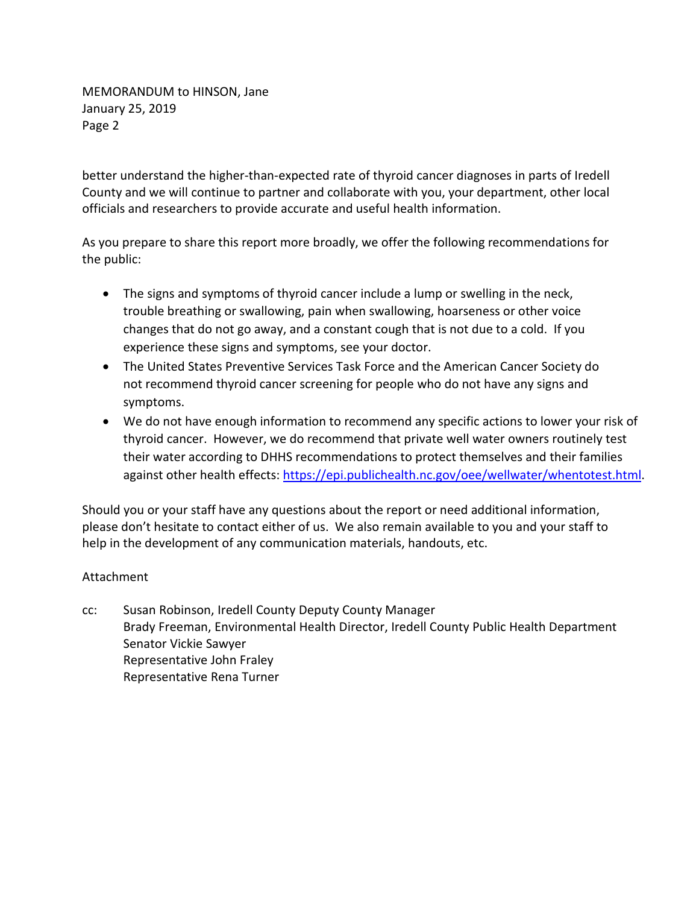better understand the higher-than-expected rate of thyroid cancer diagnoses in parts of Iredell County and we will continue to partner and collaborate with you, your department, other local officials and researchers to provide accurate and useful health information.

As you prepare to share this report more broadly, we offer the following recommendations for the public:

- The signs and symptoms of thyroid cancer include a lump or swelling in the neck, trouble breathing or swallowing, pain when swallowing, hoarseness or other voice changes that do not go away, and a constant cough that is not due to a cold. If you experience these signs and symptoms, see your doctor.
- The United States Preventive Services Task Force and the American Cancer Society do not recommend thyroid cancer screening for people who do not have any signs and symptoms.
- We do not have enough information to recommend any specific actions to lower your risk of thyroid cancer. However, we do recommend that private well water owners routinely test their water according to DHHS recommendations to protect themselves and their families against other health effects: https://epi.publichealth.nc.gov/oee/wellwater/whentotest.html.

Should you or your staff have any questions about the report or need additional information, please don't hesitate to contact either of us. We also remain available to you and your staff to help in the development of any communication materials, handouts, etc.

Attachment

cc: Susan Robinson, Iredell County Deputy County Manager
Brady Freeman, Environmental Health Director, Iredell County Public Health Department
Senator Vickie Sawyer
Representative John Fraley
Representative Rena Turner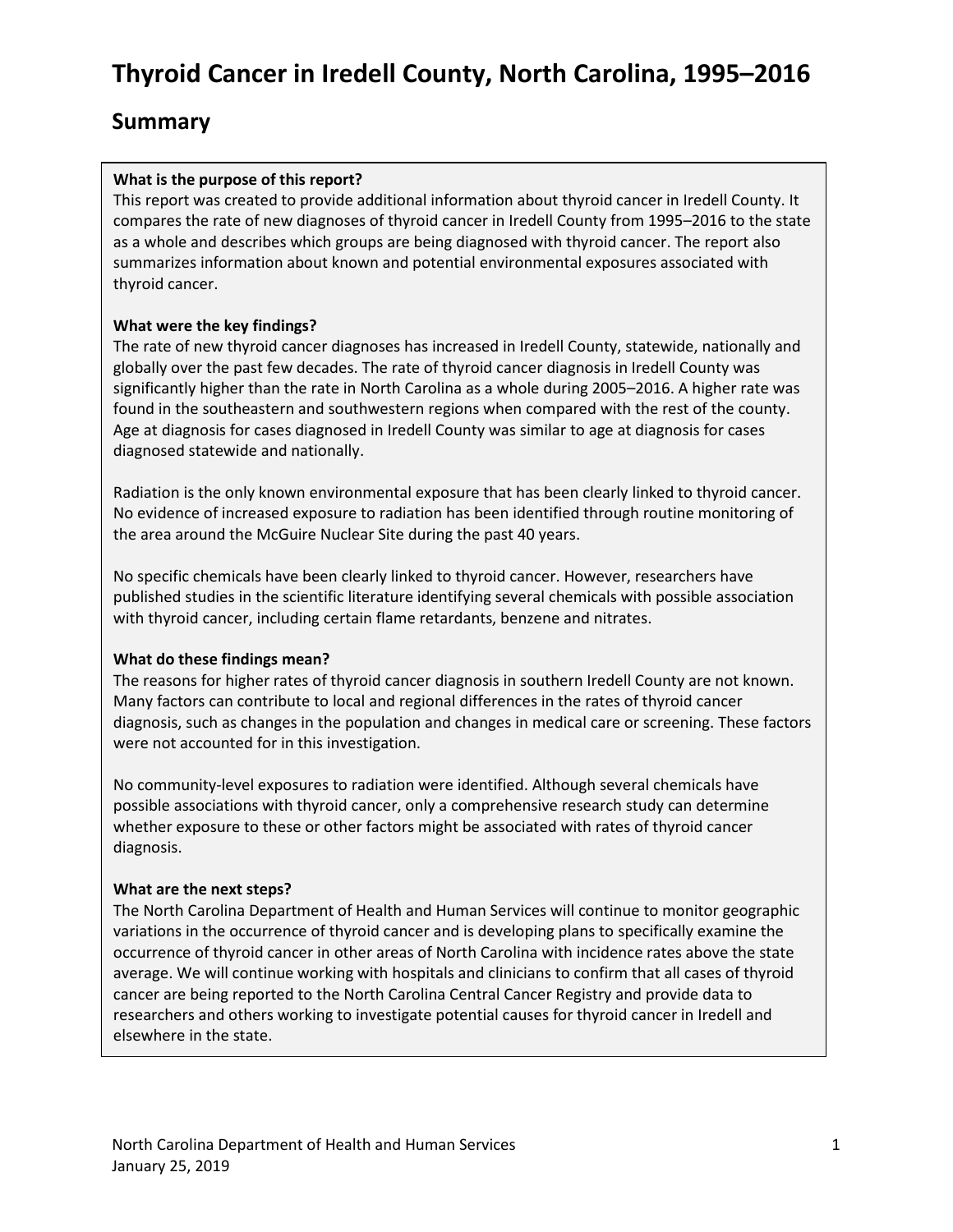# Thyroid Cancer in Iredell County, North Carolina, 1995–2016

## Summary

**What is the purpose of this report?**

This report was created to provide additional information about thyroid cancer in Iredell County. It compares the rate of new diagnoses of thyroid cancer in Iredell County from 1995–2016 to the state as a whole and describes which groups are being diagnosed with thyroid cancer. The report also summarizes information about known and potential environmental exposures associated with thyroid cancer.

**What were the key findings?**

The rate of new thyroid cancer diagnoses has increased in Iredell County, statewide, nationally and globally over the past few decades. The rate of thyroid cancer diagnosis in Iredell County was significantly higher than the rate in North Carolina as a whole during 2005–2016. A higher rate was found in the southeastern and southwestern regions when compared with the rest of the county. Age at diagnosis for cases diagnosed in Iredell County was similar to age at diagnosis for cases diagnosed statewide and nationally.

Radiation is the only known environmental exposure that has been clearly linked to thyroid cancer. No evidence of increased exposure to radiation has been identified through routine monitoring of the area around the McGuire Nuclear Site during the past 40 years.

No specific chemicals have been clearly linked to thyroid cancer. However, researchers have published studies in the scientific literature identifying several chemicals with possible association with thyroid cancer, including certain flame retardants, benzene and nitrates.

**What do these findings mean?**

The reasons for higher rates of thyroid cancer diagnosis in southern Iredell County are not known. Many factors can contribute to local and regional differences in the rates of thyroid cancer diagnosis, such as changes in the population and changes in medical care or screening. These factors were not accounted for in this investigation.

No community-level exposures to radiation were identified. Although several chemicals have possible associations with thyroid cancer, only a comprehensive research study can determine whether exposure to these or other factors might be associated with rates of thyroid cancer diagnosis.

**What are the next steps?**

The North Carolina Department of Health and Human Services will continue to monitor geographic variations in the occurrence of thyroid cancer and is developing plans to specifically examine the occurrence of thyroid cancer in other areas of North Carolina with incidence rates above the state average. We will continue working with hospitals and clinicians to confirm that all cases of thyroid cancer are being reported to the North Carolina Central Cancer Registry and provide data to researchers and others working to investigate potential causes for thyroid cancer in Iredell and elsewhere in the state.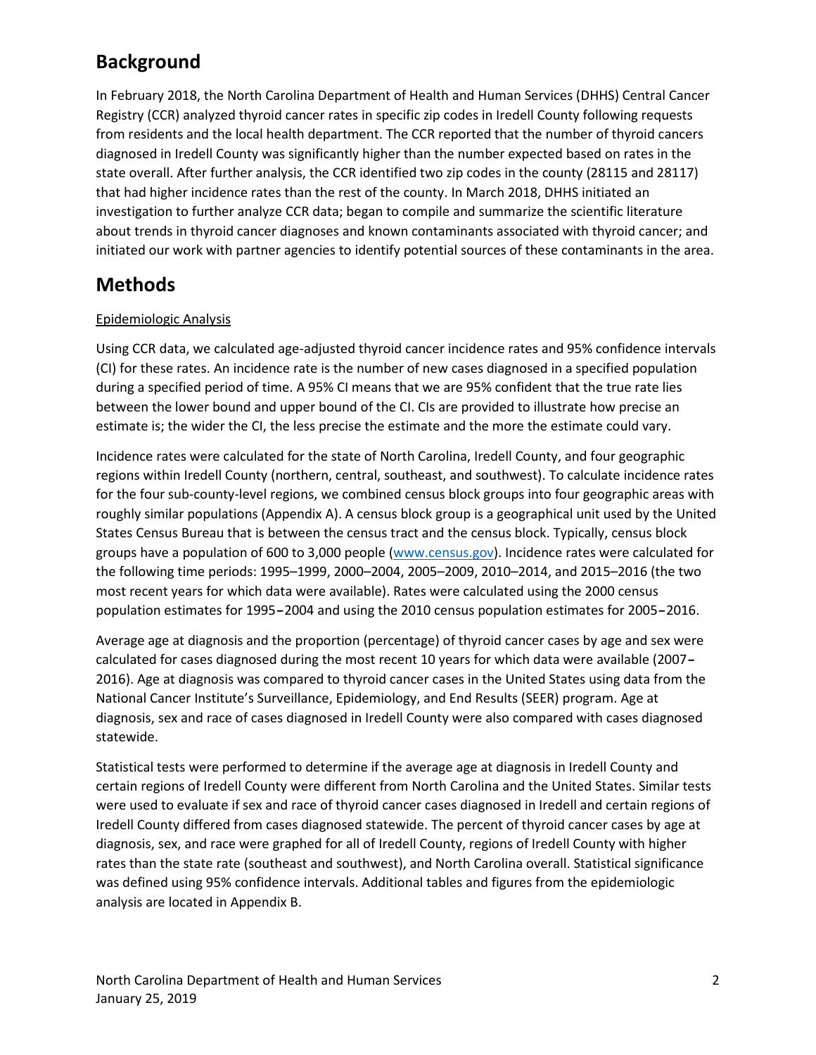## Background

In February 2018, the North Carolina Department of Health and Human Services (DHHS) Central Cancer Registry (CCR) analyzed thyroid cancer rates in specific zip codes in Iredell County following requests from residents and the local health department. The CCR reported that the number of thyroid cancers diagnosed in Iredell County was significantly higher than the number expected based on rates in the state overall. After further analysis, the CCR identified two zip codes in the county (28115 and 28117) that had higher incidence rates than the rest of the county. In March 2018, DHHS initiated an investigation to further analyze CCR data; began to compile and summarize the scientific literature about trends in thyroid cancer diagnoses and known contaminants associated with thyroid cancer; and initiated our work with partner agencies to identify potential sources of these contaminants in the area.

## Methods

### Epidemiologic Analysis

Using CCR data, we calculated age-adjusted thyroid cancer incidence rates and 95% confidence intervals (CI) for these rates. An incidence rate is the number of new cases diagnosed in a specified population during a specified period of time. A 95% CI means that we are 95% confident that the true rate lies between the lower bound and upper bound of the CI. CIs are provided to illustrate how precise an estimate is; the wider the CI, the less precise the estimate and the more the estimate could vary.

Incidence rates were calculated for the state of North Carolina, Iredell County, and four geographic regions within Iredell County (northern, central, southeast, and southwest). To calculate incidence rates for the four sub-county-level regions, we combined census block groups into four geographic areas with roughly similar populations (Appendix A). A census block group is a geographical unit used by the United States Census Bureau that is between the census tract and the census block. Typically, census block groups have a population of 600 to 3,000 people (www.census.gov). Incidence rates were calculated for the following time periods: 1995–1999, 2000–2004, 2005–2009, 2010–2014, and 2015–2016 (the two most recent years for which data were available). Rates were calculated using the 2000 census population estimates for 1995–2004 and using the 2010 census population estimates for 2005–2016.

Average age at diagnosis and the proportion (percentage) of thyroid cancer cases by age and sex were calculated for cases diagnosed during the most recent 10 years for which data were available (2007–2016). Age at diagnosis was compared to thyroid cancer cases in the United States using data from the National Cancer Institute's Surveillance, Epidemiology, and End Results (SEER) program. Age at diagnosis, sex and race of cases diagnosed in Iredell County were also compared with cases diagnosed statewide.

Statistical tests were performed to determine if the average age at diagnosis in Iredell County and certain regions of Iredell County were different from North Carolina and the United States. Similar tests were used to evaluate if sex and race of thyroid cancer cases diagnosed in Iredell and certain regions of Iredell County differed from cases diagnosed statewide. The percent of thyroid cancer cases by age at diagnosis, sex, and race were graphed for all of Iredell County, regions of Iredell County with higher rates than the state rate (southeast and southwest), and North Carolina overall. Statistical significance was defined using 95% confidence intervals. Additional tables and figures from the epidemiologic analysis are located in Appendix B.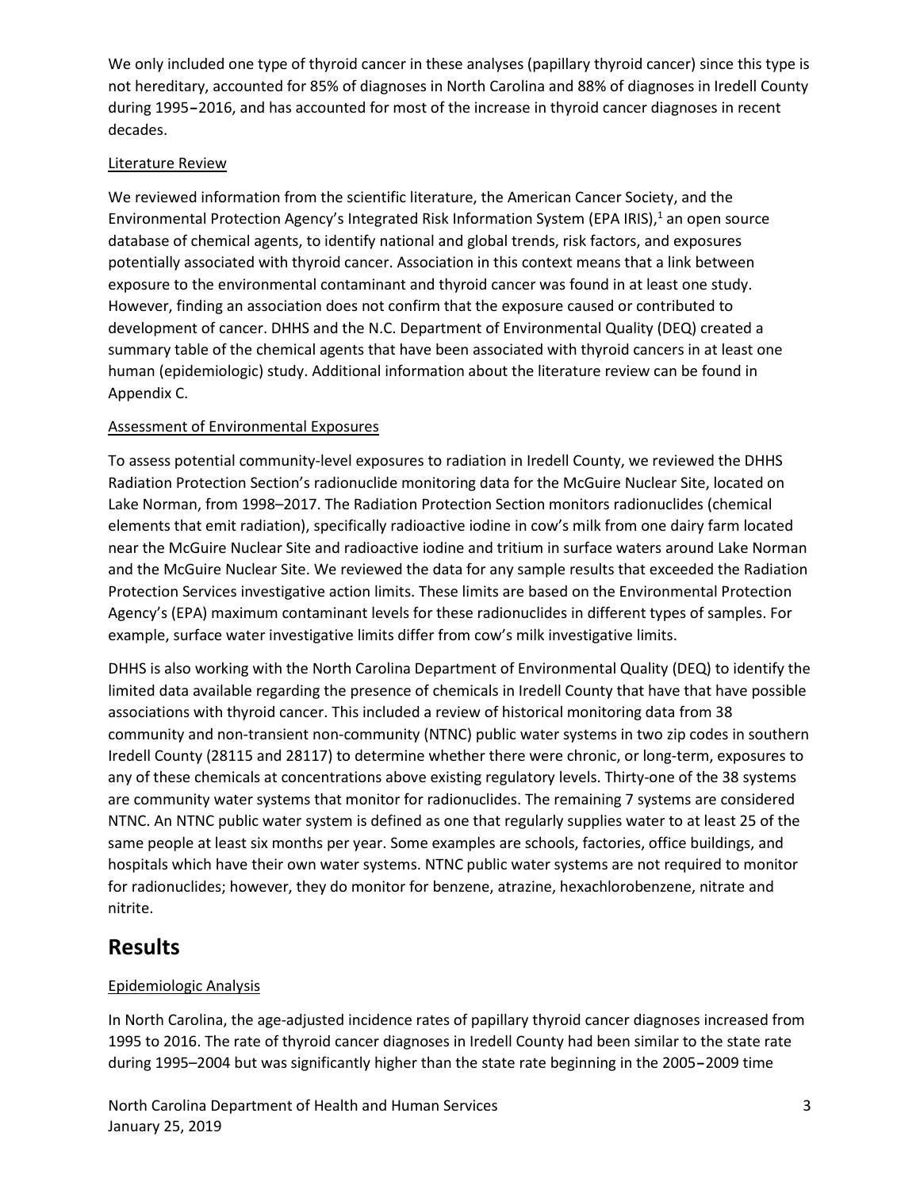We only included one type of thyroid cancer in these analyses (papillary thyroid cancer) since this type is not hereditary, accounted for 85% of diagnoses in North Carolina and 88% of diagnoses in Iredell County during 1995–2016, and has accounted for most of the increase in thyroid cancer diagnoses in recent decades.

### Literature Review

We reviewed information from the scientific literature, the American Cancer Society, and the Environmental Protection Agency's Integrated Risk Information System (EPA IRIS),[1] an open source database of chemical agents, to identify national and global trends, risk factors, and exposures potentially associated with thyroid cancer. Association in this context means that a link between exposure to the environmental contaminant and thyroid cancer was found in at least one study. However, finding an association does not confirm that the exposure caused or contributed to development of cancer. DHHS and the N.C. Department of Environmental Quality (DEQ) created a summary table of the chemical agents that have been associated with thyroid cancers in at least one human (epidemiologic) study. Additional information about the literature review can be found in Appendix C.

### Assessment of Environmental Exposures

To assess potential community-level exposures to radiation in Iredell County, we reviewed the DHHS Radiation Protection Section's radionuclide monitoring data for the McGuire Nuclear Site, located on Lake Norman, from 1998–2017. The Radiation Protection Section monitors radionuclides (chemical elements that emit radiation), specifically radioactive iodine in cow's milk from one dairy farm located near the McGuire Nuclear Site and radioactive iodine and tritium in surface waters around Lake Norman and the McGuire Nuclear Site. We reviewed the data for any sample results that exceeded the Radiation Protection Services investigative action limits. These limits are based on the Environmental Protection Agency's (EPA) maximum contaminant levels for these radionuclides in different types of samples. For example, surface water investigative limits differ from cow's milk investigative limits.

DHHS is also working with the North Carolina Department of Environmental Quality (DEQ) to identify the limited data available regarding the presence of chemicals in Iredell County that have that have possible associations with thyroid cancer. This included a review of historical monitoring data from 38 community and non-transient non-community (NTNC) public water systems in two zip codes in southern Iredell County (28115 and 28117) to determine whether there were chronic, or long-term, exposures to any of these chemicals at concentrations above existing regulatory levels. Thirty-one of the 38 systems are community water systems that monitor for radionuclides. The remaining 7 systems are considered NTNC. An NTNC public water system is defined as one that regularly supplies water to at least 25 of the same people at least six months per year. Some examples are schools, factories, office buildings, and hospitals which have their own water systems. NTNC public water systems are not required to monitor for radionuclides; however, they do monitor for benzene, atrazine, hexachlorobenzene, nitrate and nitrite.

## Results

### Epidemiologic Analysis

In North Carolina, the age-adjusted incidence rates of papillary thyroid cancer diagnoses increased from 1995 to 2016. The rate of thyroid cancer diagnoses in Iredell County had been similar to the state rate during 1995–2004 but was significantly higher than the state rate beginning in the 2005–2009 time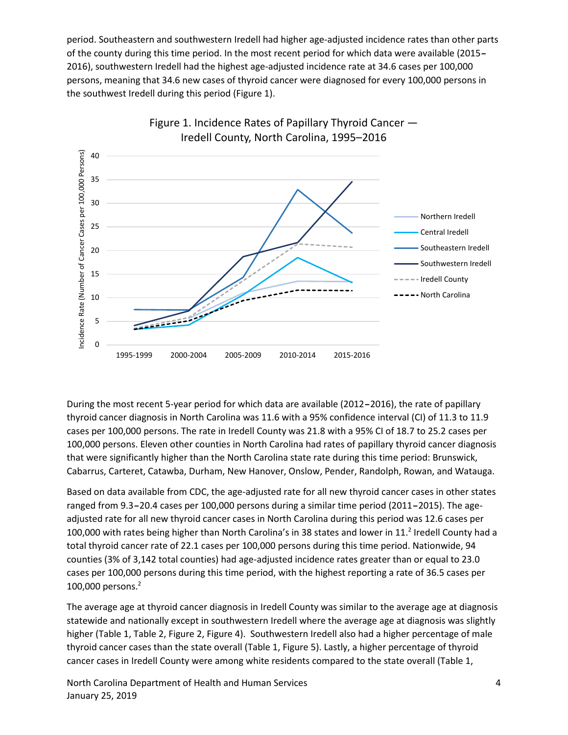period. Southeastern and southwestern Iredell had higher age-adjusted incidence rates than other parts of the county during this time period. In the most recent period for which data were available (2015–2016), southwestern Iredell had the highest age-adjusted incidence rate at 34.6 cases per 100,000 persons, meaning that 34.6 new cases of thyroid cancer were diagnosed for every 100,000 persons in the southwest Iredell during this period (Figure 1).

Figure 1. Incidence Rates of Papillary Thyroid Cancer — Iredell County, North Carolina, 1995–2016

During the most recent 5-year period for which data are available (2012–2016), the rate of papillary thyroid cancer diagnosis in North Carolina was 11.6 with a 95% confidence interval (CI) of 11.3 to 11.9 cases per 100,000 persons. The rate in Iredell County was 21.8 with a 95% CI of 18.7 to 25.2 cases per 100,000 persons. Eleven other counties in North Carolina had rates of papillary thyroid cancer diagnosis that were significantly higher than the North Carolina state rate during this time period: Brunswick, Cabarrus, Carteret, Catawba, Durham, New Hanover, Onslow, Pender, Randolph, Rowan, and Watauga.

Based on data available from CDC, the age-adjusted rate for all new thyroid cancer cases in other states ranged from 9.3–20.4 cases per 100,000 persons during a similar time period (2011–2015). The age-adjusted rate for all new thyroid cancer cases in North Carolina during this period was 12.6 cases per 100,000 with rates being higher than North Carolina's in 38 states and lower in 11.[2] Iredell County had a total thyroid cancer rate of 22.1 cases per 100,000 persons during this time period. Nationwide, 94 counties (3% of 3,142 total counties) had age-adjusted incidence rates greater than or equal to 23.0 cases per 100,000 persons during this time period, with the highest reporting a rate of 36.5 cases per 100,000 persons.[2]

The average age at thyroid cancer diagnosis in Iredell County was similar to the average age at diagnosis statewide and nationally except in southwestern Iredell where the average age at diagnosis was slightly higher (Table 1, Table 2, Figure 2, Figure 4). Southwestern Iredell also had a higher percentage of male thyroid cancer cases than the state overall (Table 1, Figure 5). Lastly, a higher percentage of thyroid cancer cases in Iredell County were among white residents compared to the state overall (Table 1,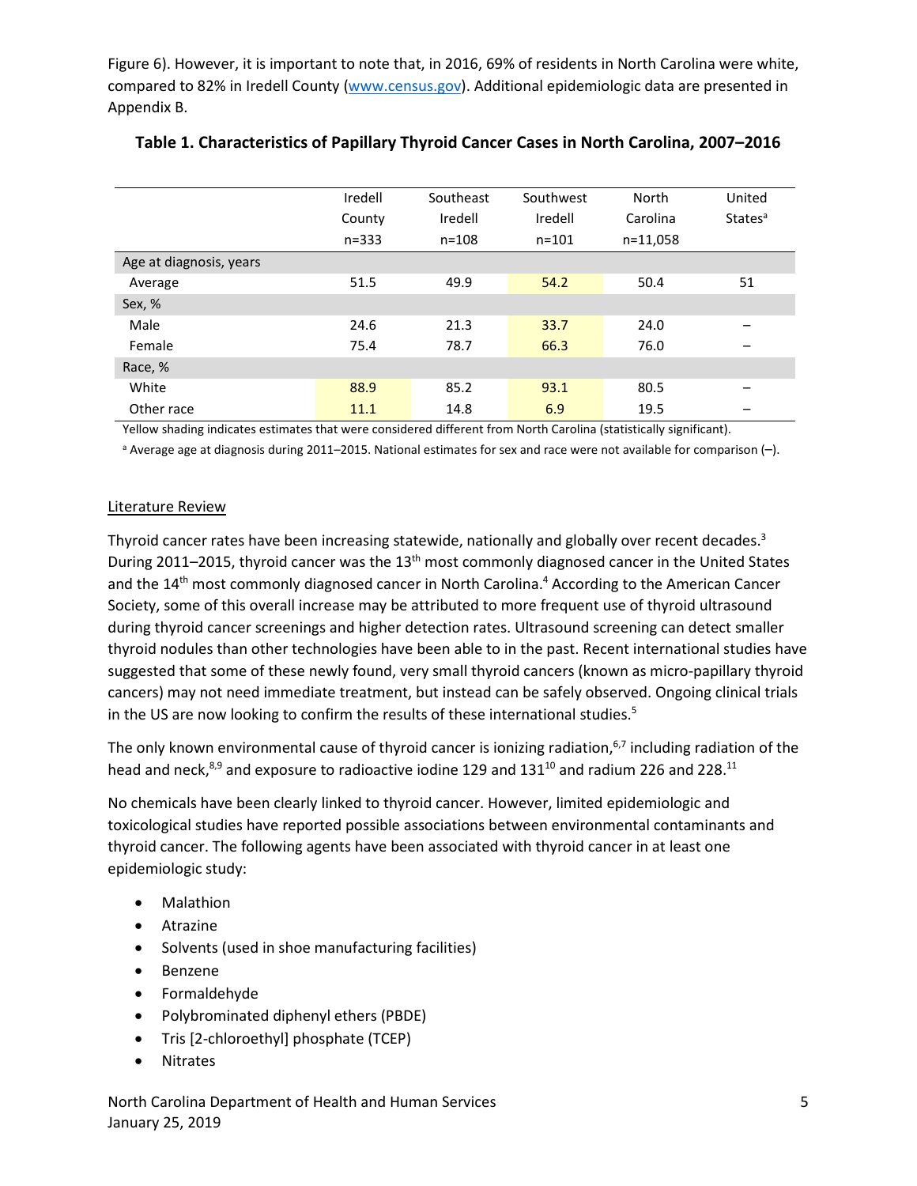Figure 6). However, it is important to note that, in 2016, 69% of residents in North Carolina were white, compared to 82% in Iredell County (www.census.gov). Additional epidemiologic data are presented in Appendix B.

**Table 1. Characteristics of Papillary Thyroid Cancer Cases in North Carolina, 2007–2016**

| | Iredell County n=333 | Southeast Iredell n=108 | Southwest Iredell n=101 | North Carolina n=11,058 | United States[a] |
|---|---|---|---|---|---|
| Age at diagnosis, years | | | | | |
| Average | 51.5 | 49.9 | 54.2 | 50.4 | 51 |
| Sex, % | | | | | |
| Male | 24.6 | 21.3 | 33.7 | 24.0 | – |
| Female | 75.4 | 78.7 | 66.3 | 76.0 | – |
| Race, % | | | | | |
| White | 88.9 | 85.2 | 93.1 | 80.5 | – |
| Other race | 11.1 | 14.8 | 6.9 | 19.5 | – |

Yellow shading indicates estimates that were considered different from North Carolina (statistically significant).

[a] Average age at diagnosis during 2011–2015. National estimates for sex and race were not available for comparison (–).

Literature Review

Thyroid cancer rates have been increasing statewide, nationally and globally over recent decades.[3] During 2011–2015, thyroid cancer was the 13th most commonly diagnosed cancer in the United States and the 14th most commonly diagnosed cancer in North Carolina.[4] According to the American Cancer Society, some of this overall increase may be attributed to more frequent use of thyroid ultrasound during thyroid cancer screenings and higher detection rates. Ultrasound screening can detect smaller thyroid nodules than other technologies have been able to in the past. Recent international studies have suggested that some of these newly found, very small thyroid cancers (known as micro-papillary thyroid cancers) may not need immediate treatment, but instead can be safely observed. Ongoing clinical trials in the US are now looking to confirm the results of these international studies.[5]

The only known environmental cause of thyroid cancer is ionizing radiation,[6,7] including radiation of the head and neck,[8,9] and exposure to radioactive iodine 129 and 131[10] and radium 226 and 228.[11]

No chemicals have been clearly linked to thyroid cancer. However, limited epidemiologic and toxicological studies have reported possible associations between environmental contaminants and thyroid cancer. The following agents have been associated with thyroid cancer in at least one epidemiologic study:

- Malathion
- Atrazine
- Solvents (used in shoe manufacturing facilities)
- Benzene
- Formaldehyde
- Polybrominated diphenyl ethers (PBDE)
- Tris [2-chloroethyl] phosphate (TCEP)
- Nitrates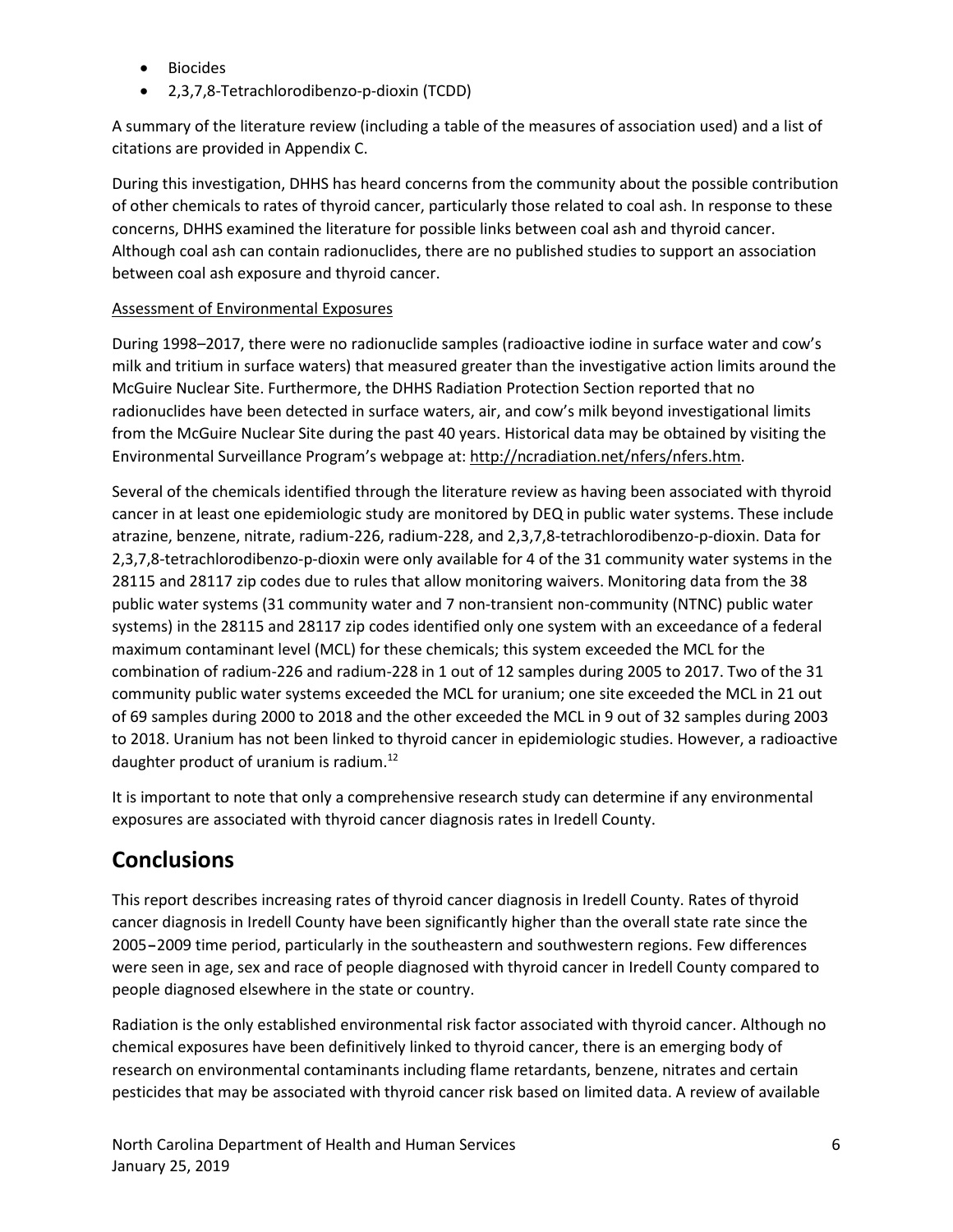- Biocides
- 2,3,7,8-Tetrachlorodibenzo-p-dioxin (TCDD)

A summary of the literature review (including a table of the measures of association used) and a list of citations are provided in Appendix C.

During this investigation, DHHS has heard concerns from the community about the possible contribution of other chemicals to rates of thyroid cancer, particularly those related to coal ash. In response to these concerns, DHHS examined the literature for possible links between coal ash and thyroid cancer. Although coal ash can contain radionuclides, there are no published studies to support an association between coal ash exposure and thyroid cancer.

Assessment of Environmental Exposures

During 1998–2017, there were no radionuclide samples (radioactive iodine in surface water and cow's milk and tritium in surface waters) that measured greater than the investigative action limits around the McGuire Nuclear Site. Furthermore, the DHHS Radiation Protection Section reported that no radionuclides have been detected in surface waters, air, and cow's milk beyond investigational limits from the McGuire Nuclear Site during the past 40 years. Historical data may be obtained by visiting the Environmental Surveillance Program's webpage at: http://ncradiation.net/nfers/nfers.htm.

Several of the chemicals identified through the literature review as having been associated with thyroid cancer in at least one epidemiologic study are monitored by DEQ in public water systems. These include atrazine, benzene, nitrate, radium-226, radium-228, and 2,3,7,8-tetrachlorodibenzo-p-dioxin. Data for 2,3,7,8-tetrachlorodibenzo-p-dioxin were only available for 4 of the 31 community water systems in the 28115 and 28117 zip codes due to rules that allow monitoring waivers. Monitoring data from the 38 public water systems (31 community water and 7 non-transient non-community (NTNC) public water systems) in the 28115 and 28117 zip codes identified only one system with an exceedance of a federal maximum contaminant level (MCL) for these chemicals; this system exceeded the MCL for the combination of radium-226 and radium-228 in 1 out of 12 samples during 2005 to 2017. Two of the 31 community public water systems exceeded the MCL for uranium; one site exceeded the MCL in 21 out of 69 samples during 2000 to 2018 and the other exceeded the MCL in 9 out of 32 samples during 2003 to 2018. Uranium has not been linked to thyroid cancer in epidemiologic studies. However, a radioactive daughter product of uranium is radium.[12]

It is important to note that only a comprehensive research study can determine if any environmental exposures are associated with thyroid cancer diagnosis rates in Iredell County.

# Conclusions

This report describes increasing rates of thyroid cancer diagnosis in Iredell County. Rates of thyroid cancer diagnosis in Iredell County have been significantly higher than the overall state rate since the 2005–2009 time period, particularly in the southeastern and southwestern regions. Few differences were seen in age, sex and race of people diagnosed with thyroid cancer in Iredell County compared to people diagnosed elsewhere in the state or country.

Radiation is the only established environmental risk factor associated with thyroid cancer. Although no chemical exposures have been definitively linked to thyroid cancer, there is an emerging body of research on environmental contaminants including flame retardants, benzene, nitrates and certain pesticides that may be associated with thyroid cancer risk based on limited data. A review of available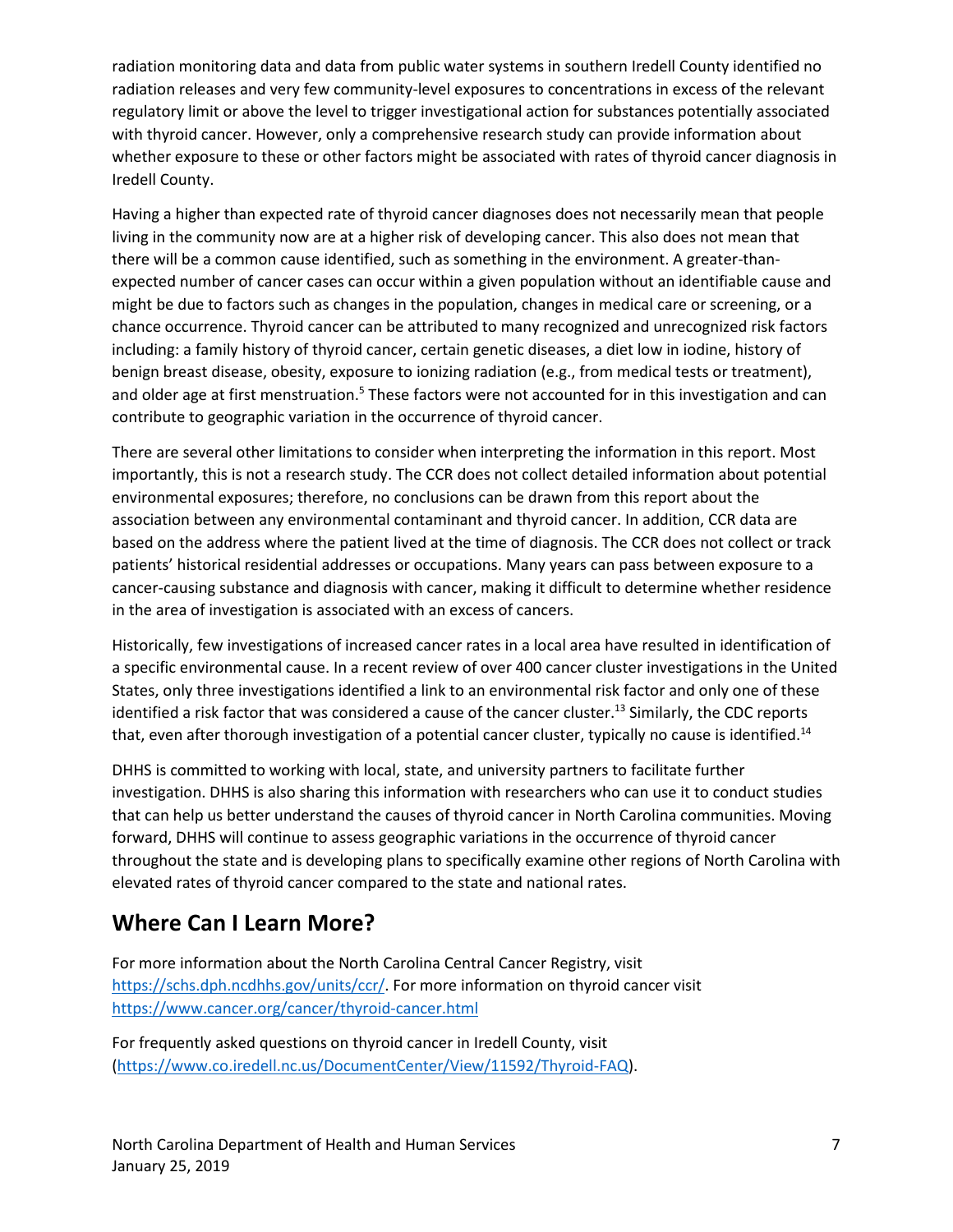radiation monitoring data and data from public water systems in southern Iredell County identified no radiation releases and very few community-level exposures to concentrations in excess of the relevant regulatory limit or above the level to trigger investigational action for substances potentially associated with thyroid cancer. However, only a comprehensive research study can provide information about whether exposure to these or other factors might be associated with rates of thyroid cancer diagnosis in Iredell County.

Having a higher than expected rate of thyroid cancer diagnoses does not necessarily mean that people living in the community now are at a higher risk of developing cancer. This also does not mean that there will be a common cause identified, such as something in the environment. A greater-than-expected number of cancer cases can occur within a given population without an identifiable cause and might be due to factors such as changes in the population, changes in medical care or screening, or a chance occurrence. Thyroid cancer can be attributed to many recognized and unrecognized risk factors including: a family history of thyroid cancer, certain genetic diseases, a diet low in iodine, history of benign breast disease, obesity, exposure to ionizing radiation (e.g., from medical tests or treatment), and older age at first menstruation.[5] These factors were not accounted for in this investigation and can contribute to geographic variation in the occurrence of thyroid cancer.

There are several other limitations to consider when interpreting the information in this report. Most importantly, this is not a research study. The CCR does not collect detailed information about potential environmental exposures; therefore, no conclusions can be drawn from this report about the association between any environmental contaminant and thyroid cancer. In addition, CCR data are based on the address where the patient lived at the time of diagnosis. The CCR does not collect or track patients' historical residential addresses or occupations. Many years can pass between exposure to a cancer-causing substance and diagnosis with cancer, making it difficult to determine whether residence in the area of investigation is associated with an excess of cancers.

Historically, few investigations of increased cancer rates in a local area have resulted in identification of a specific environmental cause. In a recent review of over 400 cancer cluster investigations in the United States, only three investigations identified a link to an environmental risk factor and only one of these identified a risk factor that was considered a cause of the cancer cluster.[13] Similarly, the CDC reports that, even after thorough investigation of a potential cancer cluster, typically no cause is identified.[14]

DHHS is committed to working with local, state, and university partners to facilitate further investigation. DHHS is also sharing this information with researchers who can use it to conduct studies that can help us better understand the causes of thyroid cancer in North Carolina communities. Moving forward, DHHS will continue to assess geographic variations in the occurrence of thyroid cancer throughout the state and is developing plans to specifically examine other regions of North Carolina with elevated rates of thyroid cancer compared to the state and national rates.

## Where Can I Learn More?

For more information about the North Carolina Central Cancer Registry, visit https://schs.dph.ncdhhs.gov/units/ccr/. For more information on thyroid cancer visit https://www.cancer.org/cancer/thyroid-cancer.html

For frequently asked questions on thyroid cancer in Iredell County, visit (https://www.co.iredell.nc.us/DocumentCenter/View/11592/Thyroid-FAQ).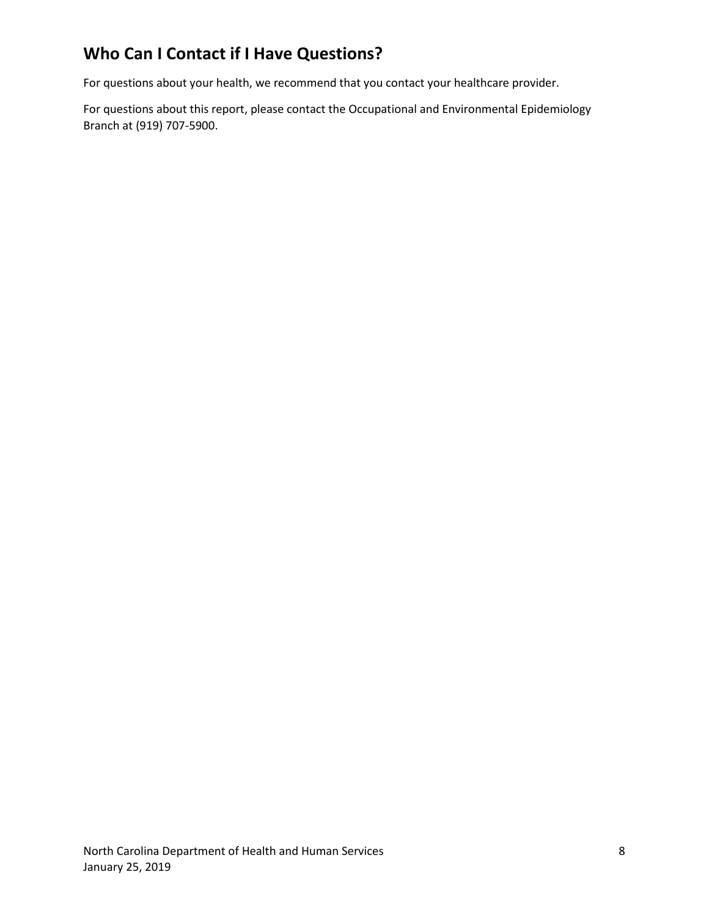## Who Can I Contact if I Have Questions?

For questions about your health, we recommend that you contact your healthcare provider.

For questions about this report, please contact the Occupational and Environmental Epidemiology Branch at (919) 707-5900.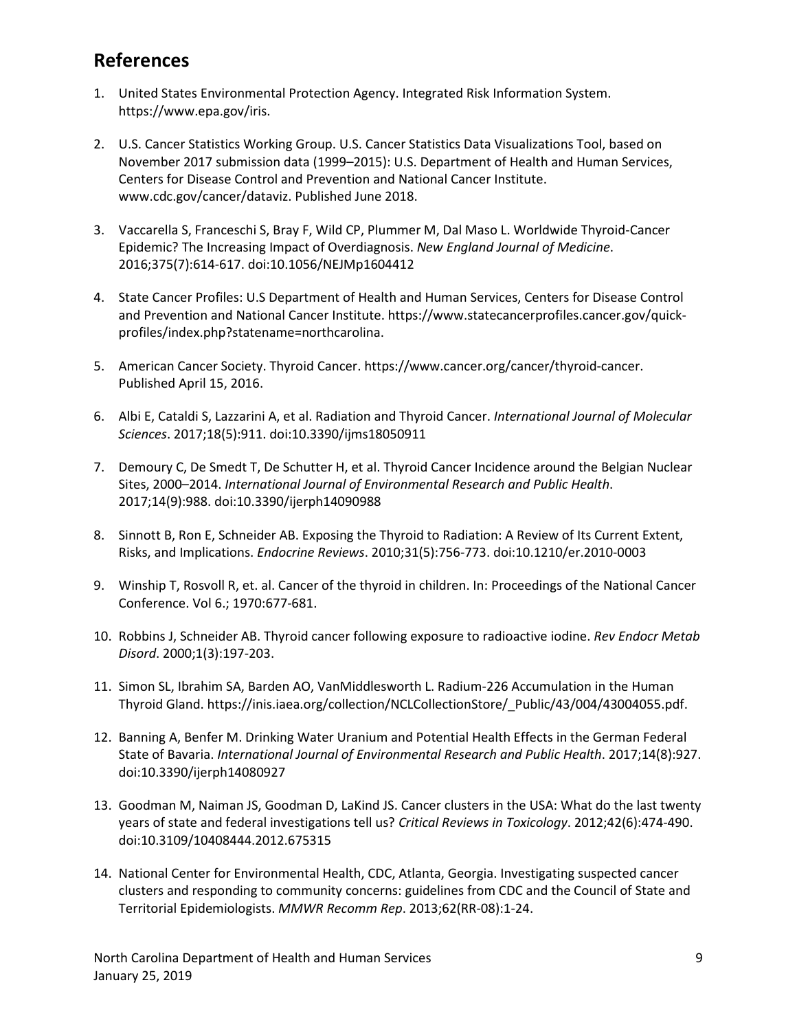## References

1. United States Environmental Protection Agency. Integrated Risk Information System. https://www.epa.gov/iris.

2. U.S. Cancer Statistics Working Group. U.S. Cancer Statistics Data Visualizations Tool, based on November 2017 submission data (1999–2015): U.S. Department of Health and Human Services, Centers for Disease Control and Prevention and National Cancer Institute. www.cdc.gov/cancer/dataviz. Published June 2018.

3. Vaccarella S, Franceschi S, Bray F, Wild CP, Plummer M, Dal Maso L. Worldwide Thyroid-Cancer Epidemic? The Increasing Impact of Overdiagnosis. *New England Journal of Medicine*. 2016;375(7):614-617. doi:10.1056/NEJMp1604412

4. State Cancer Profiles: U.S Department of Health and Human Services, Centers for Disease Control and Prevention and National Cancer Institute. https://www.statecancerprofiles.cancer.gov/quick-profiles/index.php?statename=northcarolina.

5. American Cancer Society. Thyroid Cancer. https://www.cancer.org/cancer/thyroid-cancer. Published April 15, 2016.

6. Albi E, Cataldi S, Lazzarini A, et al. Radiation and Thyroid Cancer. *International Journal of Molecular Sciences*. 2017;18(5):911. doi:10.3390/ijms18050911

7. Demoury C, De Smedt T, De Schutter H, et al. Thyroid Cancer Incidence around the Belgian Nuclear Sites, 2000–2014. *International Journal of Environmental Research and Public Health*. 2017;14(9):988. doi:10.3390/ijerph14090988

8. Sinnott B, Ron E, Schneider AB. Exposing the Thyroid to Radiation: A Review of Its Current Extent, Risks, and Implications. *Endocrine Reviews*. 2010;31(5):756-773. doi:10.1210/er.2010-0003

9. Winship T, Rosvoll R, et. al. Cancer of the thyroid in children. In: Proceedings of the National Cancer Conference. Vol 6.; 1970:677-681.

10. Robbins J, Schneider AB. Thyroid cancer following exposure to radioactive iodine. *Rev Endocr Metab Disord*. 2000;1(3):197-203.

11. Simon SL, Ibrahim SA, Barden AO, VanMiddlesworth L. Radium-226 Accumulation in the Human Thyroid Gland. https://inis.iaea.org/collection/NCLCollectionStore/_Public/43/004/43004055.pdf.

12. Banning A, Benfer M. Drinking Water Uranium and Potential Health Effects in the German Federal State of Bavaria. *International Journal of Environmental Research and Public Health*. 2017;14(8):927. doi:10.3390/ijerph14080927

13. Goodman M, Naiman JS, Goodman D, LaKind JS. Cancer clusters in the USA: What do the last twenty years of state and federal investigations tell us? *Critical Reviews in Toxicology*. 2012;42(6):474-490. doi:10.3109/10408444.2012.675315

14. National Center for Environmental Health, CDC, Atlanta, Georgia. Investigating suspected cancer clusters and responding to community concerns: guidelines from CDC and the Council of State and Territorial Epidemiologists. *MMWR Recomm Rep*. 2013;62(RR-08):1-24.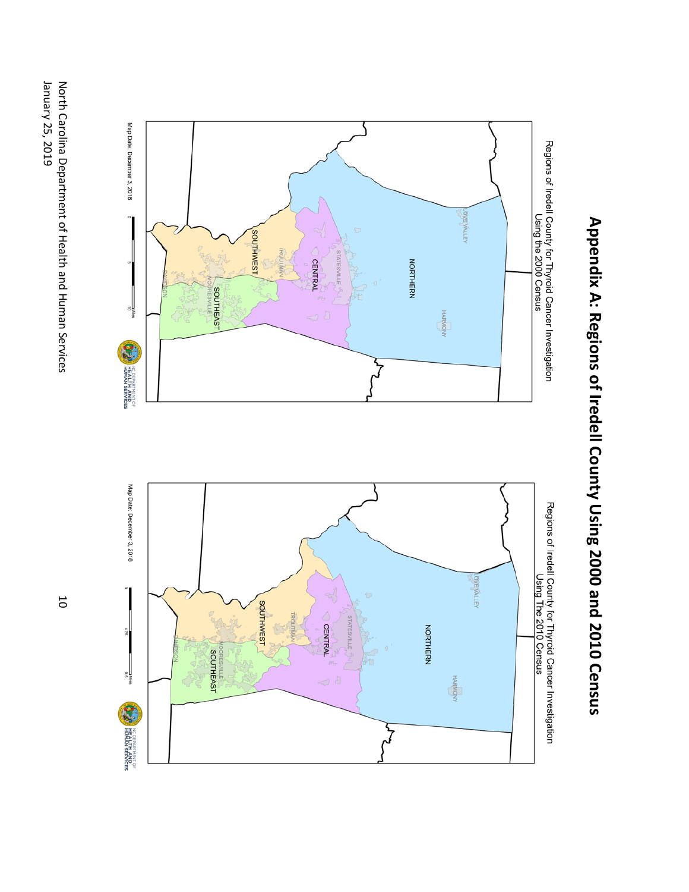# Appendix A: Regions of Iredell County Using 2000 and 2010 Census

Regions of Iredell County for Thyroid Cancer Investigation
Using the 2000 Census

LOVE VALLEY

NORTHERN

HARMONY

STATESVILLE

CENTRAL

TROUTMAN

SOUTHWEST

MOORESVILLE

SOUTHEAST

DAVIDSON

Map Date: December 3, 2018

0 5 10 Miles

NC DEPARTMENT OF HEALTH AND HUMAN SERVICES

Regions of Iredell County for Thyroid Cancer Investigation
Using The 2010 Census

LOVE VALLEY

NORTHERN

HARMONY

STATESVILLE

CENTRAL

TROUTMAN

SOUTHWEST

MOORESVILLE

SOUTHEAST

DAVIDSON

Map Date: December 3, 2018

0 4.75 9.5 Miles

NC DEPARTMENT OF HEALTH AND HUMAN SERVICES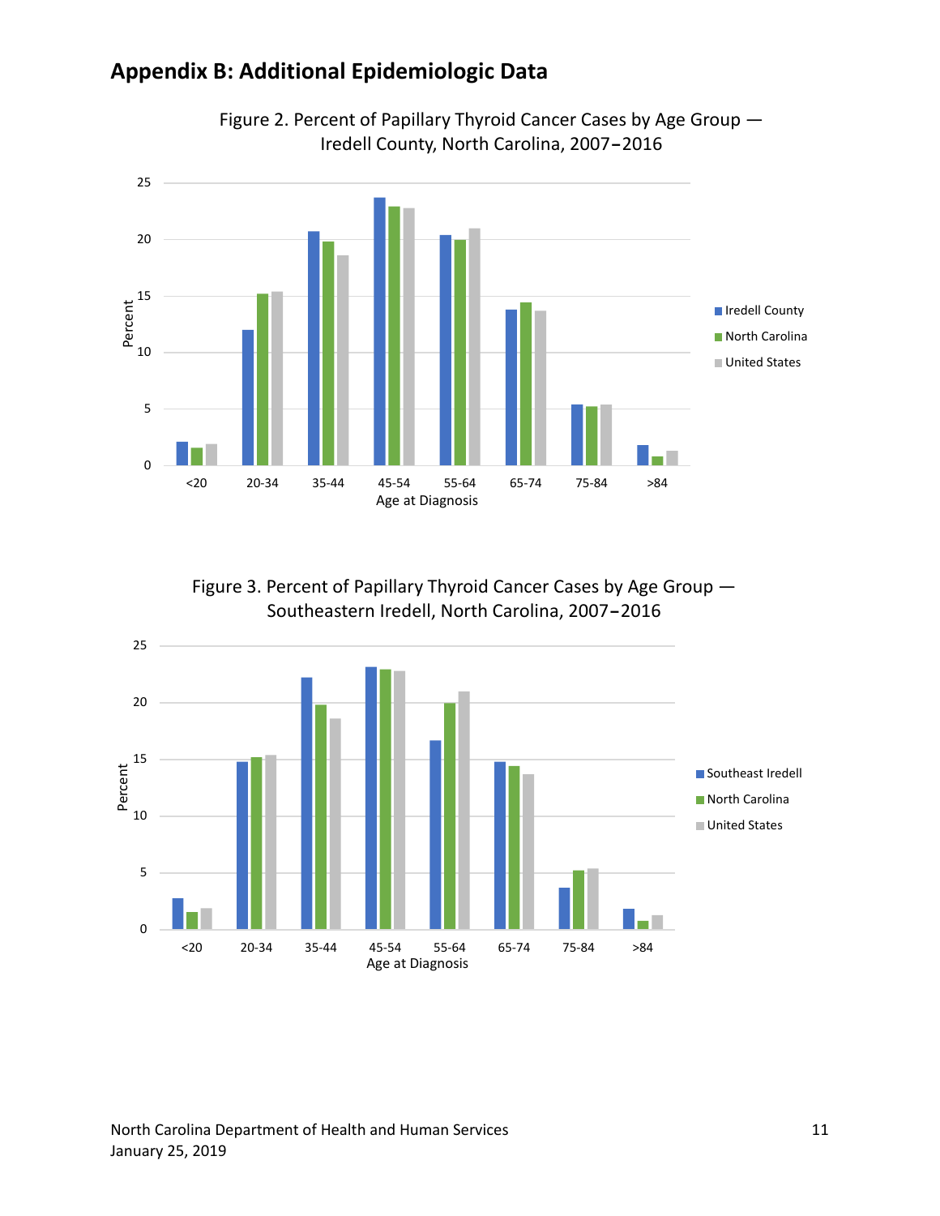## Appendix B: Additional Epidemiologic Data

Figure 2. Percent of Papillary Thyroid Cancer Cases by Age Group — Iredell County, North Carolina, 2007–2016

Figure 3. Percent of Papillary Thyroid Cancer Cases by Age Group — Southeastern Iredell, North Carolina, 2007–2016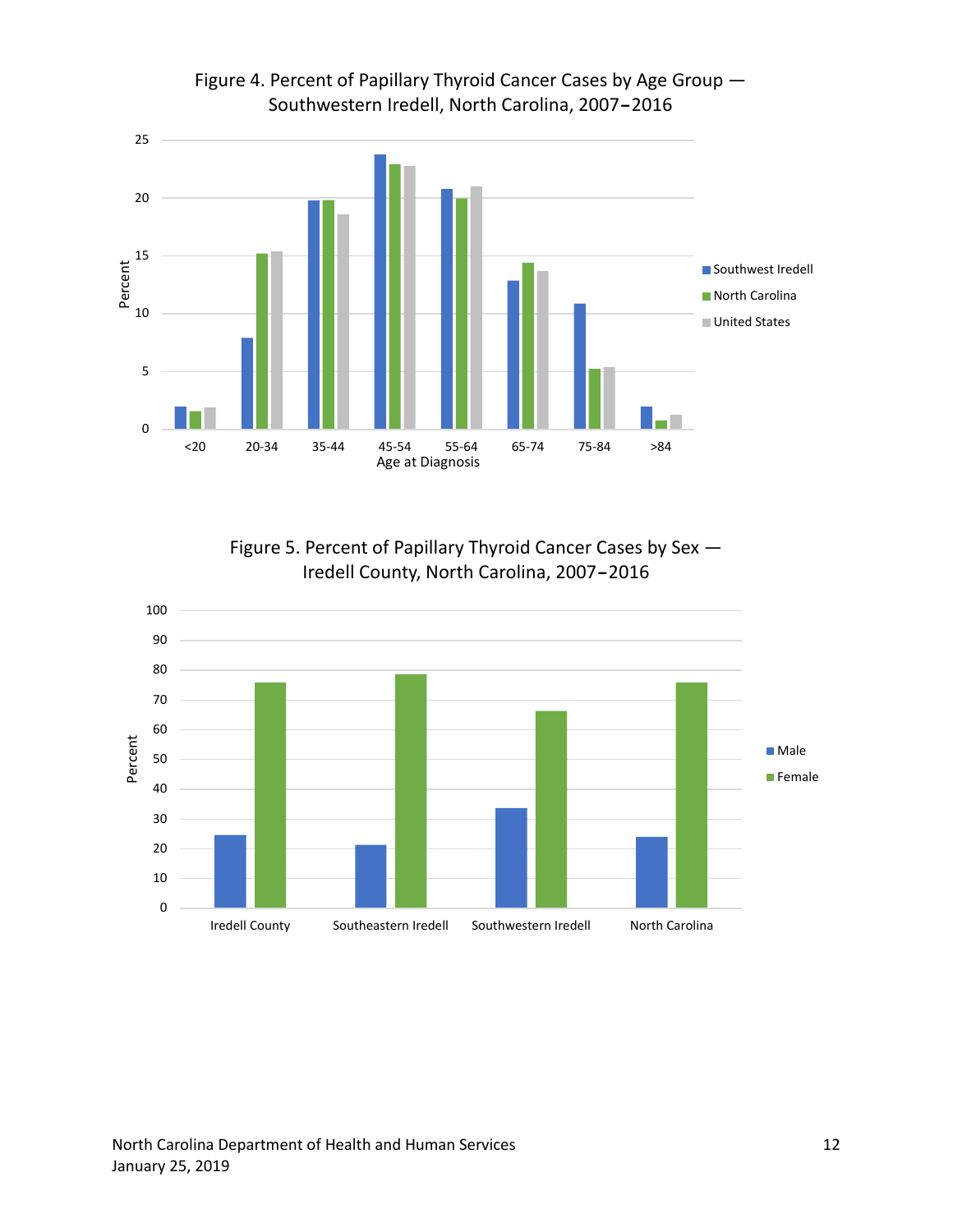Figure 4. Percent of Papillary Thyroid Cancer Cases by Age Group — Southwestern Iredell, North Carolina, 2007–2016

Figure 5. Percent of Papillary Thyroid Cancer Cases by Sex — Iredell County, North Carolina, 2007–2016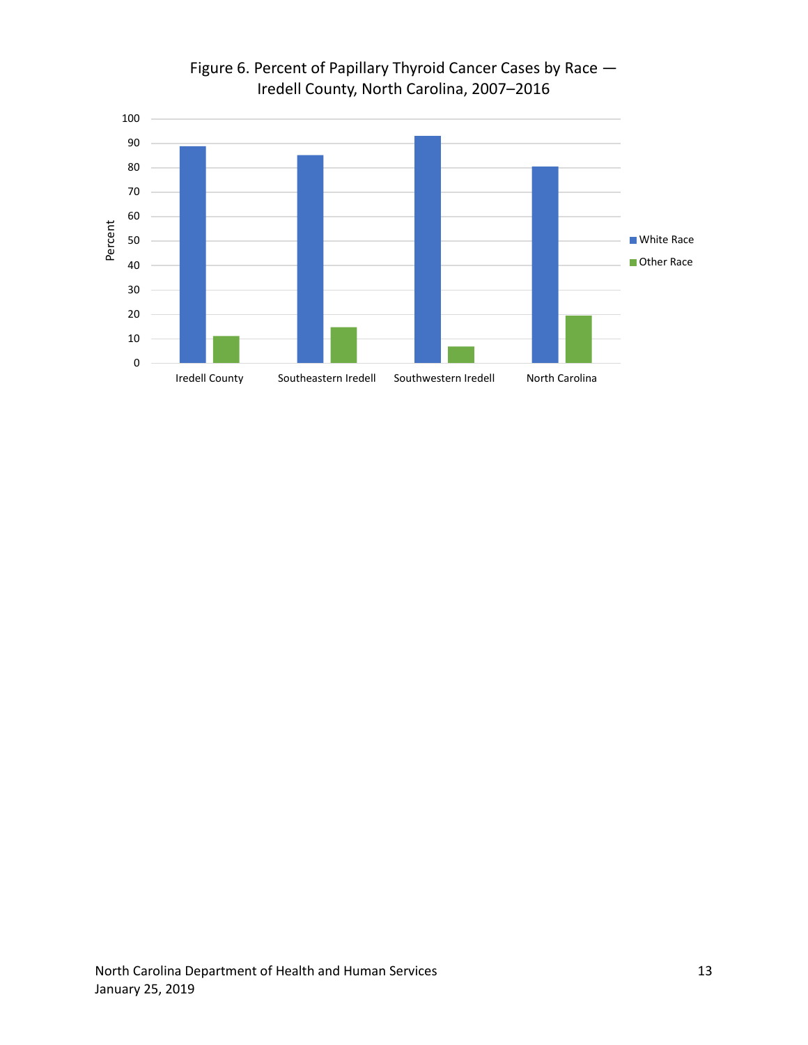Figure 6. Percent of Papillary Thyroid Cancer Cases by Race — Iredell County, North Carolina, 2007–2016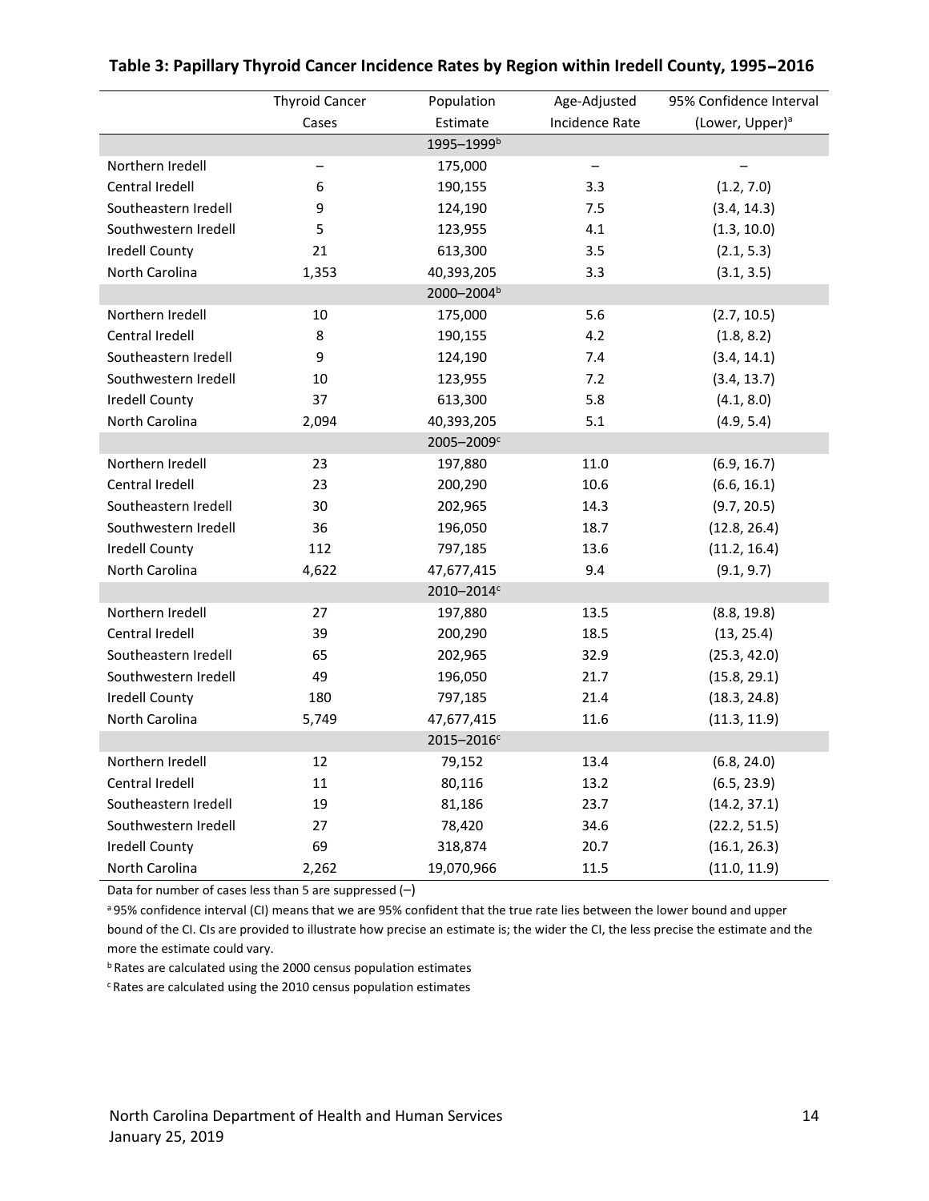**Table 3: Papillary Thyroid Cancer Incidence Rates by Region within Iredell County, 1995–2016**

| | Thyroid Cancer Cases | Population Estimate | Age-Adjusted Incidence Rate | 95% Confidence Interval (Lower, Upper)[a] |
|---|---|---|---|---|
| | | 1995–1999[b] | | |
| Northern Iredell | – | 175,000 | – | – |
| Central Iredell | 6 | 190,155 | 3.3 | (1.2, 7.0) |
| Southeastern Iredell | 9 | 124,190 | 7.5 | (3.4, 14.3) |
| Southwestern Iredell | 5 | 123,955 | 4.1 | (1.3, 10.0) |
| Iredell County | 21 | 613,300 | 3.5 | (2.1, 5.3) |
| North Carolina | 1,353 | 40,393,205 | 3.3 | (3.1, 3.5) |
| | | 2000–2004[b] | | |
| Northern Iredell | 10 | 175,000 | 5.6 | (2.7, 10.5) |
| Central Iredell | 8 | 190,155 | 4.2 | (1.8, 8.2) |
| Southeastern Iredell | 9 | 124,190 | 7.4 | (3.4, 14.1) |
| Southwestern Iredell | 10 | 123,955 | 7.2 | (3.4, 13.7) |
| Iredell County | 37 | 613,300 | 5.8 | (4.1, 8.0) |
| North Carolina | 2,094 | 40,393,205 | 5.1 | (4.9, 5.4) |
| | | 2005–2009[c] | | |
| Northern Iredell | 23 | 197,880 | 11.0 | (6.9, 16.7) |
| Central Iredell | 23 | 200,290 | 10.6 | (6.6, 16.1) |
| Southeastern Iredell | 30 | 202,965 | 14.3 | (9.7, 20.5) |
| Southwestern Iredell | 36 | 196,050 | 18.7 | (12.8, 26.4) |
| Iredell County | 112 | 797,185 | 13.6 | (11.2, 16.4) |
| North Carolina | 4,622 | 47,677,415 | 9.4 | (9.1, 9.7) |
| | | 2010–2014[c] | | |
| Northern Iredell | 27 | 197,880 | 13.5 | (8.8, 19.8) |
| Central Iredell | 39 | 200,290 | 18.5 | (13, 25.4) |
| Southeastern Iredell | 65 | 202,965 | 32.9 | (25.3, 42.0) |
| Southwestern Iredell | 49 | 196,050 | 21.7 | (15.8, 29.1) |
| Iredell County | 180 | 797,185 | 21.4 | (18.3, 24.8) |
| North Carolina | 5,749 | 47,677,415 | 11.6 | (11.3, 11.9) |
| | | 2015–2016[c] | | |
| Northern Iredell | 12 | 79,152 | 13.4 | (6.8, 24.0) |
| Central Iredell | 11 | 80,116 | 13.2 | (6.5, 23.9) |
| Southeastern Iredell | 19 | 81,186 | 23.7 | (14.2, 37.1) |
| Southwestern Iredell | 27 | 78,420 | 34.6 | (22.2, 51.5) |
| Iredell County | 69 | 318,874 | 20.7 | (16.1, 26.3) |
| North Carolina | 2,262 | 19,070,966 | 11.5 | (11.0, 11.9) |

Data for number of cases less than 5 are suppressed (–)

[a] 95% confidence interval (CI) means that we are 95% confident that the true rate lies between the lower bound and upper bound of the CI. CIs are provided to illustrate how precise an estimate is; the wider the CI, the less precise the estimate and the more the estimate could vary.

[b] Rates are calculated using the 2000 census population estimates

[c] Rates are calculated using the 2010 census population estimates

North Carolina Department of Health and Human Services
January 25, 2019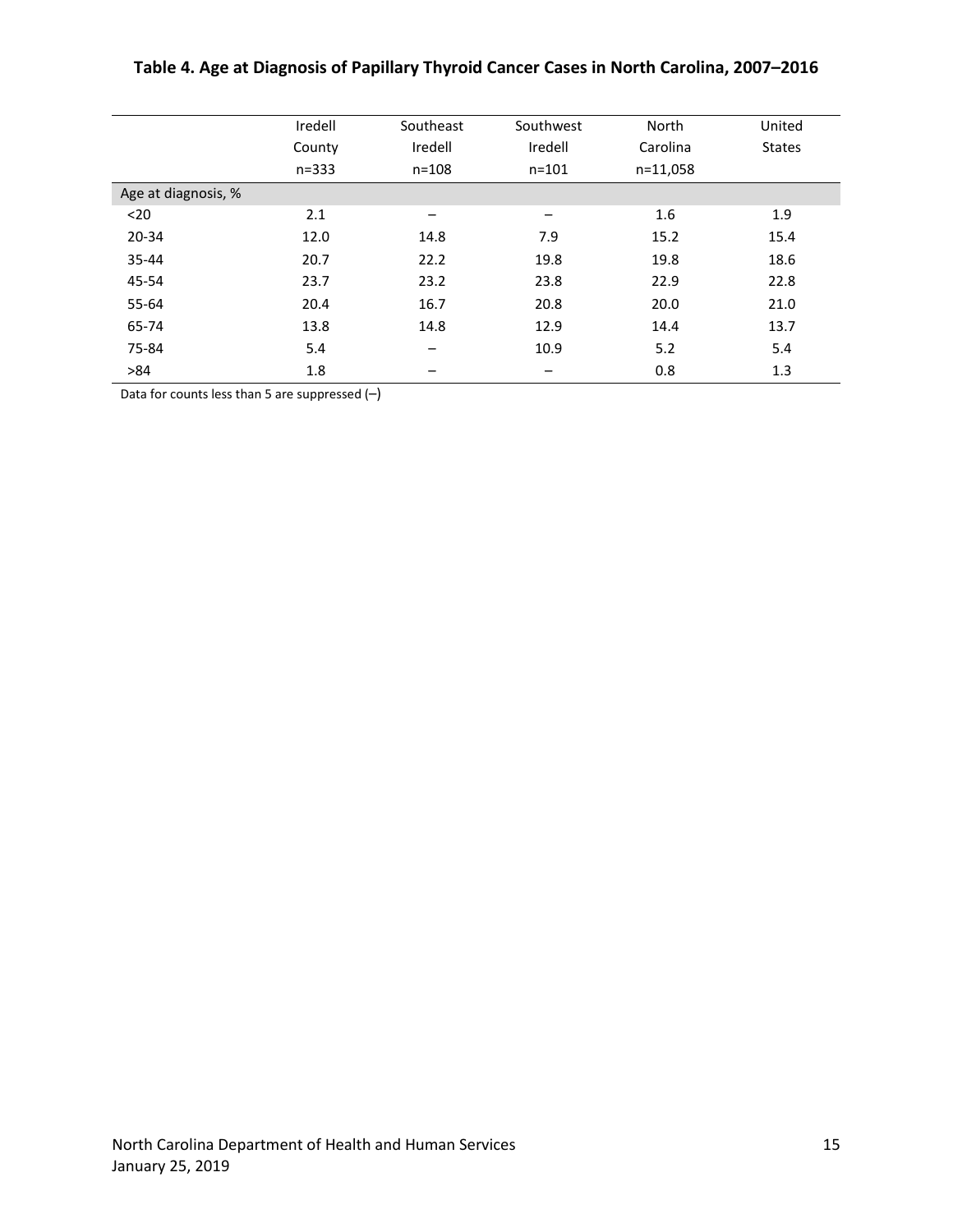### Table 4. Age at Diagnosis of Papillary Thyroid Cancer Cases in North Carolina, 2007–2016

| | Iredell County n=333 | Southeast Iredell n=108 | Southwest Iredell n=101 | North Carolina n=11,058 | United States |
|---|---|---|---|---|---|
| **Age at diagnosis, %** | | | | | |
| <20 | 2.1 | – | – | 1.6 | 1.9 |
| 20-34 | 12.0 | 14.8 | 7.9 | 15.2 | 15.4 |
| 35-44 | 20.7 | 22.2 | 19.8 | 19.8 | 18.6 |
| 45-54 | 23.7 | 23.2 | 23.8 | 22.9 | 22.8 |
| 55-64 | 20.4 | 16.7 | 20.8 | 20.0 | 21.0 |
| 65-74 | 13.8 | 14.8 | 12.9 | 14.4 | 13.7 |
| 75-84 | 5.4 | – | 10.9 | 5.2 | 5.4 |
| >84 | 1.8 | – | – | 0.8 | 1.3 |

Data for counts less than 5 are suppressed (–)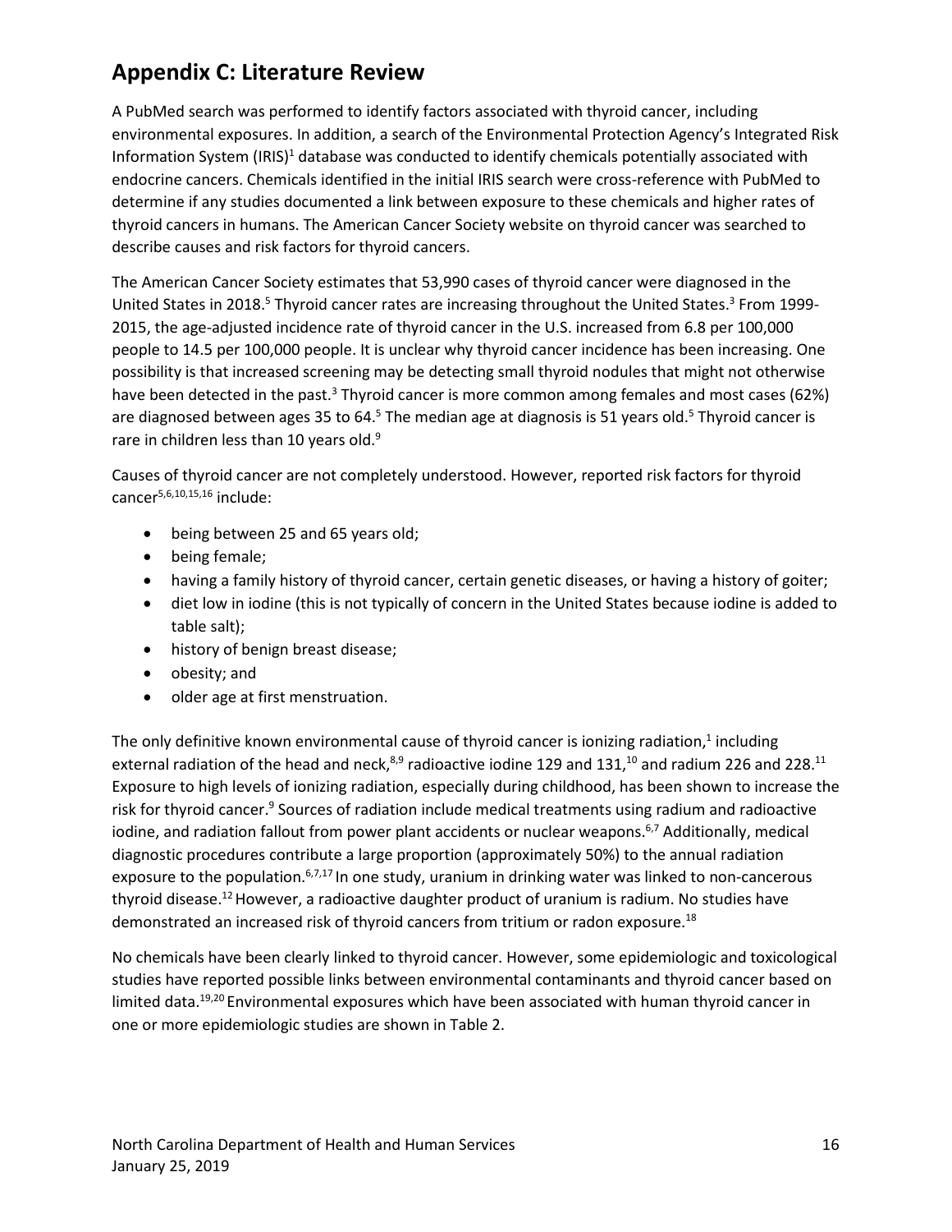## Appendix C: Literature Review

A PubMed search was performed to identify factors associated with thyroid cancer, including environmental exposures. In addition, a search of the Environmental Protection Agency's Integrated Risk Information System (IRIS)[1] database was conducted to identify chemicals potentially associated with endocrine cancers. Chemicals identified in the initial IRIS search were cross-reference with PubMed to determine if any studies documented a link between exposure to these chemicals and higher rates of thyroid cancers in humans. The American Cancer Society website on thyroid cancer was searched to describe causes and risk factors for thyroid cancers.

The American Cancer Society estimates that 53,990 cases of thyroid cancer were diagnosed in the United States in 2018.[5] Thyroid cancer rates are increasing throughout the United States.[3] From 1999-2015, the age-adjusted incidence rate of thyroid cancer in the U.S. increased from 6.8 per 100,000 people to 14.5 per 100,000 people. It is unclear why thyroid cancer incidence has been increasing. One possibility is that increased screening may be detecting small thyroid nodules that might not otherwise have been detected in the past.[3] Thyroid cancer is more common among females and most cases (62%) are diagnosed between ages 35 to 64.[5] The median age at diagnosis is 51 years old.[5] Thyroid cancer is rare in children less than 10 years old.[9]

Causes of thyroid cancer are not completely understood. However, reported risk factors for thyroid cancer[5,6,10,15,16] include:

- being between 25 and 65 years old;
- being female;
- having a family history of thyroid cancer, certain genetic diseases, or having a history of goiter;
- diet low in iodine (this is not typically of concern in the United States because iodine is added to table salt);
- history of benign breast disease;
- obesity; and
- older age at first menstruation.

The only definitive known environmental cause of thyroid cancer is ionizing radiation,[1] including external radiation of the head and neck,[8,9] radioactive iodine 129 and 131,[10] and radium 226 and 228.[11] Exposure to high levels of ionizing radiation, especially during childhood, has been shown to increase the risk for thyroid cancer.[9] Sources of radiation include medical treatments using radium and radioactive iodine, and radiation fallout from power plant accidents or nuclear weapons.[6,7] Additionally, medical diagnostic procedures contribute a large proportion (approximately 50%) to the annual radiation exposure to the population.[6,7,17] In one study, uranium in drinking water was linked to non-cancerous thyroid disease.[12] However, a radioactive daughter product of uranium is radium. No studies have demonstrated an increased risk of thyroid cancers from tritium or radon exposure.[18]

No chemicals have been clearly linked to thyroid cancer. However, some epidemiologic and toxicological studies have reported possible links between environmental contaminants and thyroid cancer based on limited data.[19,20] Environmental exposures which have been associated with human thyroid cancer in one or more epidemiologic studies are shown in Table 2.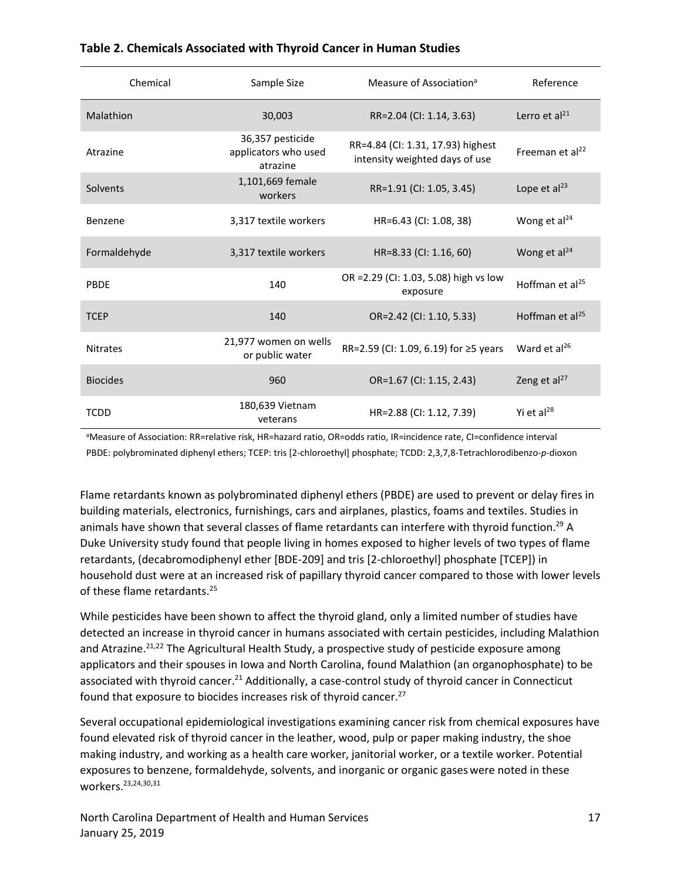**Table 2. Chemicals Associated with Thyroid Cancer in Human Studies**

| Chemical | Sample Size | Measure of Association[a] | Reference |
|---|---|---|---|
| Malathion | 30,003 | RR=2.04 (CI: 1.14, 3.63) | Lerro et al[21] |
| Atrazine | 36,357 pesticide applicators who used atrazine | RR=4.84 (CI: 1.31, 17.93) highest intensity weighted days of use | Freeman et al[22] |
| Solvents | 1,101,669 female workers | RR=1.91 (CI: 1.05, 3.45) | Lope et al[23] |
| Benzene | 3,317 textile workers | HR=6.43 (CI: 1.08, 38) | Wong et al[24] |
| Formaldehyde | 3,317 textile workers | HR=8.33 (CI: 1.16, 60) | Wong et al[24] |
| PBDE | 140 | OR =2.29 (CI: 1.03, 5.08) high vs low exposure | Hoffman et al[25] |
| TCEP | 140 | OR=2.42 (CI: 1.10, 5.33) | Hoffman et al[25] |
| Nitrates | 21,977 women on wells or public water | RR=2.59 (CI: 1.09, 6.19) for ≥5 years | Ward et al[26] |
| Biocides | 960 | OR=1.67 (CI: 1.15, 2.43) | Zeng et al[27] |
| TCDD | 180,639 Vietnam veterans | HR=2.88 (CI: 1.12, 7.39) | Yi et al[28] |

[a]Measure of Association: RR=relative risk, HR=hazard ratio, OR=odds ratio, IR=incidence rate, CI=confidence interval

PBDE: polybrominated diphenyl ethers; TCEP: tris [2-chloroethyl] phosphate; TCDD: 2,3,7,8-Tetrachlorodibenzo-*p*-dioxon

Flame retardants known as polybrominated diphenyl ethers (PBDE) are used to prevent or delay fires in building materials, electronics, furnishings, cars and airplanes, plastics, foams and textiles. Studies in animals have shown that several classes of flame retardants can interfere with thyroid function.[29] A Duke University study found that people living in homes exposed to higher levels of two types of flame retardants, (decabromodiphenyl ether [BDE-209] and tris [2-chloroethyl] phosphate [TCEP]) in household dust were at an increased risk of papillary thyroid cancer compared to those with lower levels of these flame retardants.[25]

While pesticides have been shown to affect the thyroid gland, only a limited number of studies have detected an increase in thyroid cancer in humans associated with certain pesticides, including Malathion and Atrazine.[21,22] The Agricultural Health Study, a prospective study of pesticide exposure among applicators and their spouses in Iowa and North Carolina, found Malathion (an organophosphate) to be associated with thyroid cancer.[21] Additionally, a case-control study of thyroid cancer in Connecticut found that exposure to biocides increases risk of thyroid cancer.[27]

Several occupational epidemiological investigations examining cancer risk from chemical exposures have found elevated risk of thyroid cancer in the leather, wood, pulp or paper making industry, the shoe making industry, and working as a health care worker, janitorial worker, or a textile worker. Potential exposures to benzene, formaldehyde, solvents, and inorganic or organic gases were noted in these workers.[23,24,30,31]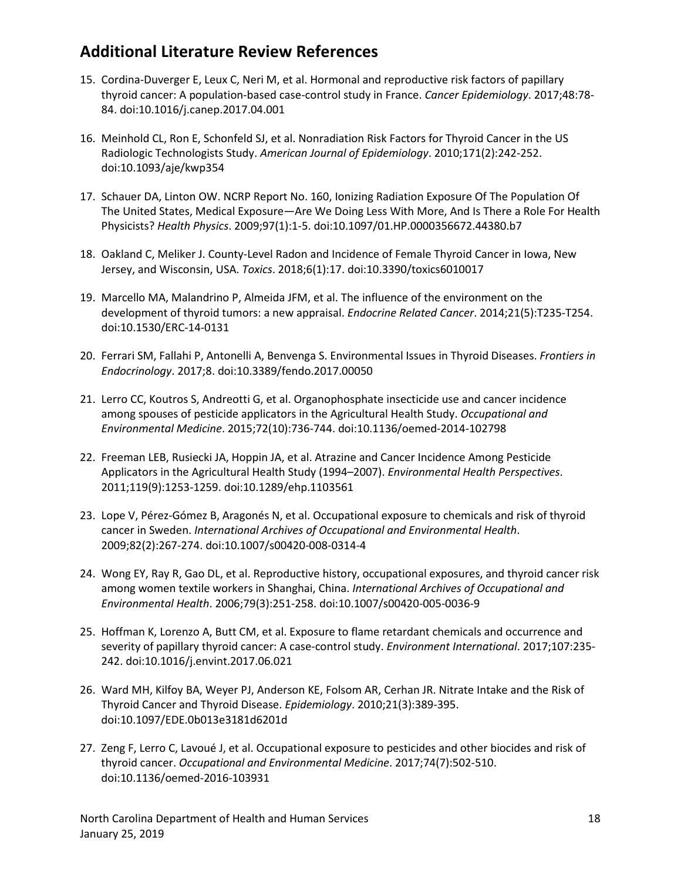## Additional Literature Review References

15. Cordina-Duverger E, Leux C, Neri M, et al. Hormonal and reproductive risk factors of papillary thyroid cancer: A population-based case-control study in France. *Cancer Epidemiology*. 2017;48:78-84. doi:10.1016/j.canep.2017.04.001

16. Meinhold CL, Ron E, Schonfeld SJ, et al. Nonradiation Risk Factors for Thyroid Cancer in the US Radiologic Technologists Study. *American Journal of Epidemiology*. 2010;171(2):242-252. doi:10.1093/aje/kwp354

17. Schauer DA, Linton OW. NCRP Report No. 160, Ionizing Radiation Exposure Of The Population Of The United States, Medical Exposure—Are We Doing Less With More, And Is There a Role For Health Physicists? *Health Physics*. 2009;97(1):1-5. doi:10.1097/01.HP.0000356672.44380.b7

18. Oakland C, Meliker J. County-Level Radon and Incidence of Female Thyroid Cancer in Iowa, New Jersey, and Wisconsin, USA. *Toxics*. 2018;6(1):17. doi:10.3390/toxics6010017

19. Marcello MA, Malandrino P, Almeida JFM, et al. The influence of the environment on the development of thyroid tumors: a new appraisal. *Endocrine Related Cancer*. 2014;21(5):T235-T254. doi:10.1530/ERC-14-0131

20. Ferrari SM, Fallahi P, Antonelli A, Benvenga S. Environmental Issues in Thyroid Diseases. *Frontiers in Endocrinology*. 2017;8. doi:10.3389/fendo.2017.00050

21. Lerro CC, Koutros S, Andreotti G, et al. Organophosphate insecticide use and cancer incidence among spouses of pesticide applicators in the Agricultural Health Study. *Occupational and Environmental Medicine*. 2015;72(10):736-744. doi:10.1136/oemed-2014-102798

22. Freeman LEB, Rusiecki JA, Hoppin JA, et al. Atrazine and Cancer Incidence Among Pesticide Applicators in the Agricultural Health Study (1994–2007). *Environmental Health Perspectives*. 2011;119(9):1253-1259. doi:10.1289/ehp.1103561

23. Lope V, Pérez-Gómez B, Aragonés N, et al. Occupational exposure to chemicals and risk of thyroid cancer in Sweden. *International Archives of Occupational and Environmental Health*. 2009;82(2):267-274. doi:10.1007/s00420-008-0314-4

24. Wong EY, Ray R, Gao DL, et al. Reproductive history, occupational exposures, and thyroid cancer risk among women textile workers in Shanghai, China. *International Archives of Occupational and Environmental Health*. 2006;79(3):251-258. doi:10.1007/s00420-005-0036-9

25. Hoffman K, Lorenzo A, Butt CM, et al. Exposure to flame retardant chemicals and occurrence and severity of papillary thyroid cancer: A case-control study. *Environment International*. 2017;107:235-242. doi:10.1016/j.envint.2017.06.021

26. Ward MH, Kilfoy BA, Weyer PJ, Anderson KE, Folsom AR, Cerhan JR. Nitrate Intake and the Risk of Thyroid Cancer and Thyroid Disease. *Epidemiology*. 2010;21(3):389-395. doi:10.1097/EDE.0b013e3181d6201d

27. Zeng F, Lerro C, Lavoué J, et al. Occupational exposure to pesticides and other biocides and risk of thyroid cancer. *Occupational and Environmental Medicine*. 2017;74(7):502-510. doi:10.1136/oemed-2016-103931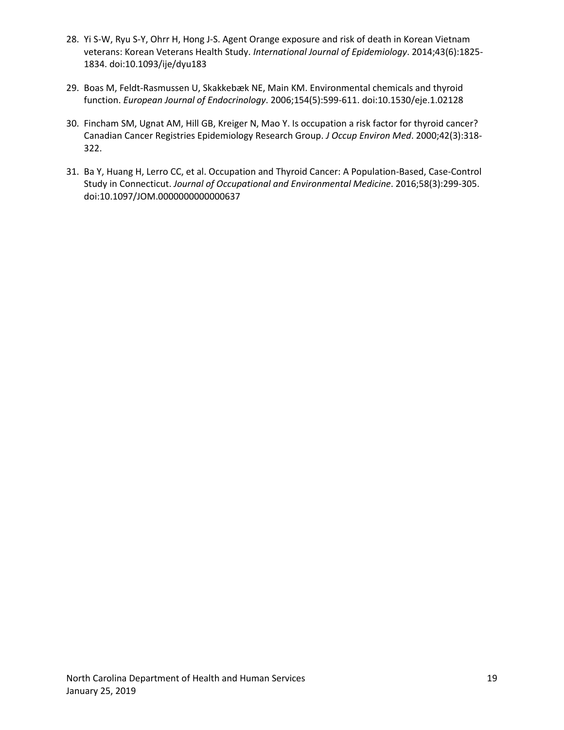28. Yi S-W, Ryu S-Y, Ohrr H, Hong J-S. Agent Orange exposure and risk of death in Korean Vietnam veterans: Korean Veterans Health Study. *International Journal of Epidemiology*. 2014;43(6):1825-1834. doi:10.1093/ije/dyu183

29. Boas M, Feldt-Rasmussen U, Skakkebæk NE, Main KM. Environmental chemicals and thyroid function. *European Journal of Endocrinology*. 2006;154(5):599-611. doi:10.1530/eje.1.02128

30. Fincham SM, Ugnat AM, Hill GB, Kreiger N, Mao Y. Is occupation a risk factor for thyroid cancer? Canadian Cancer Registries Epidemiology Research Group. *J Occup Environ Med*. 2000;42(3):318-322.

31. Ba Y, Huang H, Lerro CC, et al. Occupation and Thyroid Cancer: A Population-Based, Case-Control Study in Connecticut. *Journal of Occupational and Environmental Medicine*. 2016;58(3):299-305. doi:10.1097/JOM.0000000000000637